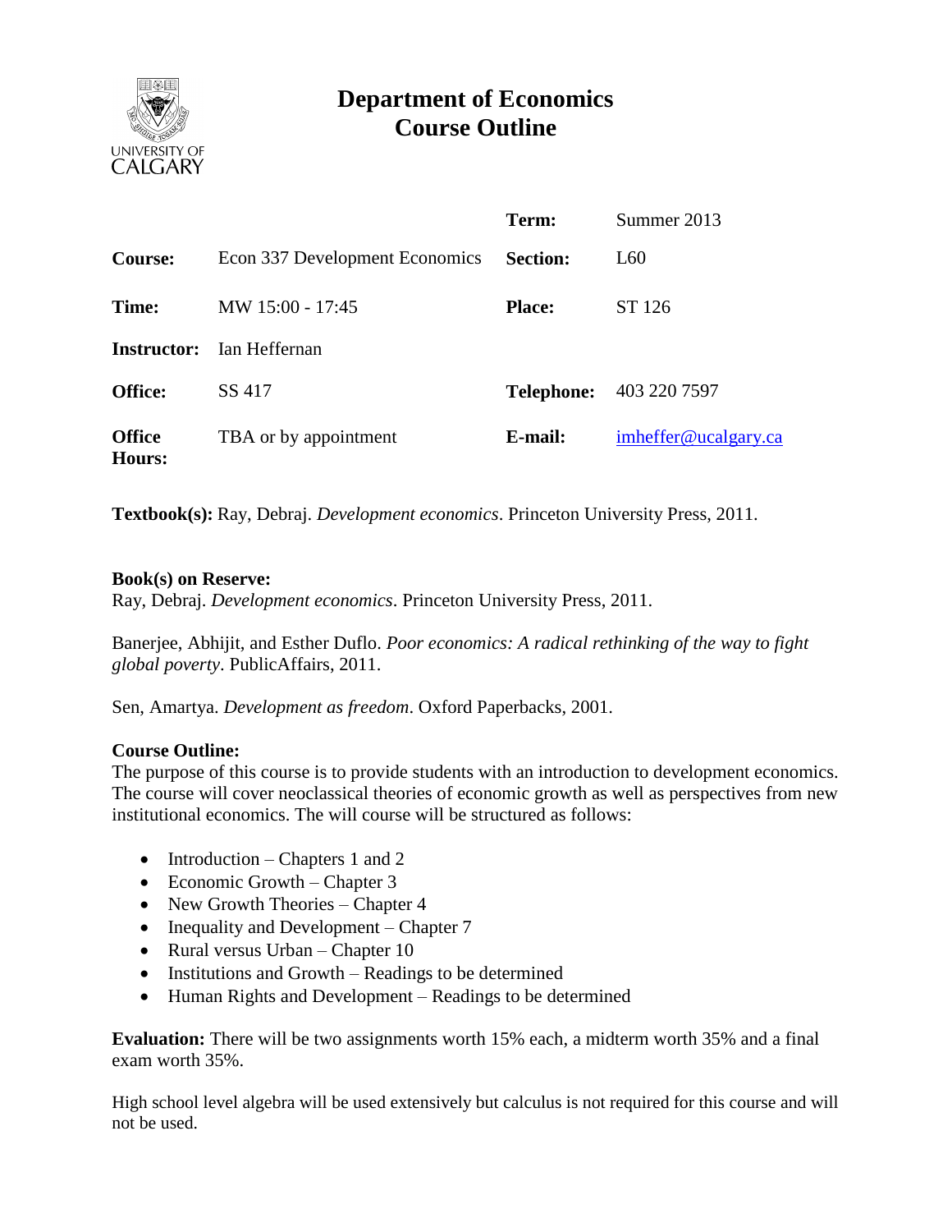# Department of Economics
## Course Outline

| | | | |
|---|---|---|---|
| | | **Term:** | Summer 2013 |
| **Course:** | Econ 337 Development Economics | **Section:** | L60 |
| **Time:** | MW 15:00 - 17:45 | **Place:** | ST 126 |
| **Instructor:** | Ian Heffernan | | |
| **Office:** | SS 417 | **Telephone:** | 403 220 7597 |
| **Office Hours:** | TBA or by appointment | **E-mail:** | imheffer@ucalgary.ca |

**Textbook(s):** Ray, Debraj. *Development economics*. Princeton University Press, 2011.

**Book(s) on Reserve:**
Ray, Debraj. *Development economics*. Princeton University Press, 2011.

Banerjee, Abhijit, and Esther Duflo. *Poor economics: A radical rethinking of the way to fight global poverty*. PublicAffairs, 2011.

Sen, Amartya. *Development as freedom*. Oxford Paperbacks, 2001.

**Course Outline:**
The purpose of this course is to provide students with an introduction to development economics. The course will cover neoclassical theories of economic growth as well as perspectives from new institutional economics. The will course will be structured as follows:

- Introduction – Chapters 1 and 2
- Economic Growth – Chapter 3
- New Growth Theories – Chapter 4
- Inequality and Development – Chapter 7
- Rural versus Urban – Chapter 10
- Institutions and Growth – Readings to be determined
- Human Rights and Development – Readings to be determined

**Evaluation:** There will be two assignments worth 15% each, a midterm worth 35% and a final exam worth 35%.

High school level algebra will be used extensively but calculus is not required for this course and will not be used.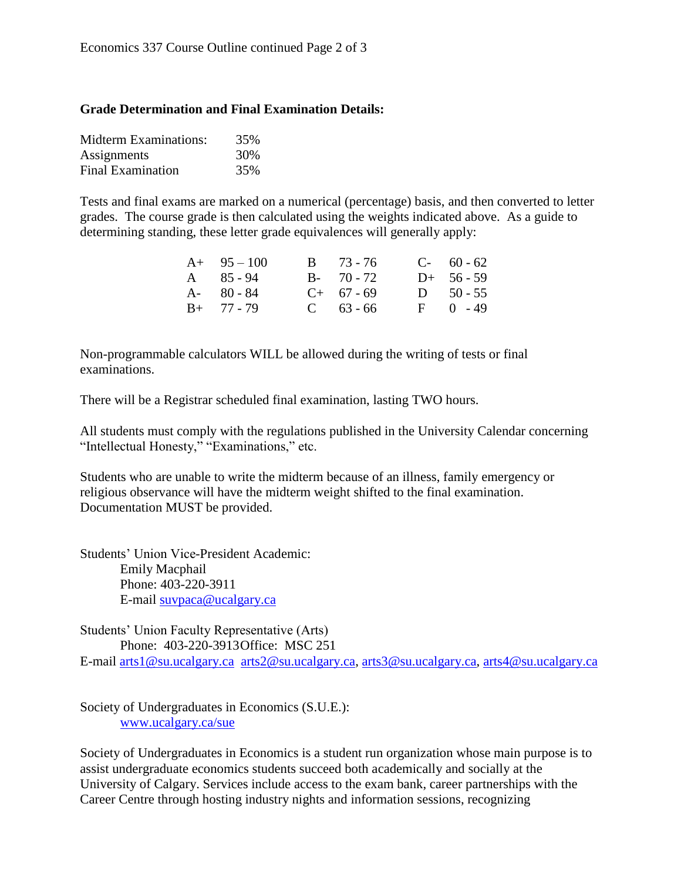**Grade Determination and Final Examination Details:**

| | |
|---|---|
| Midterm Examinations: | 35% |
| Assignments | 30% |
| Final Examination | 35% |

Tests and final exams are marked on a numerical (percentage) basis, and then converted to letter grades. The course grade is then calculated using the weights indicated above. As a guide to determining standing, these letter grade equivalences will generally apply:

| | | | | | |
|---|---|---|---|---|---|
| A+ | 95 – 100 | B | 73 - 76 | C- | 60 - 62 |
| A | 85 - 94 | B- | 70 - 72 | D+ | 56 - 59 |
| A- | 80 - 84 | C+ | 67 - 69 | D | 50 - 55 |
| B+ | 77 - 79 | C | 63 - 66 | F | 0 - 49 |

Non-programmable calculators WILL be allowed during the writing of tests or final examinations.

There will be a Registrar scheduled final examination, lasting TWO hours.

All students must comply with the regulations published in the University Calendar concerning "Intellectual Honesty," "Examinations," etc.

Students who are unable to write the midterm because of an illness, family emergency or religious observance will have the midterm weight shifted to the final examination. Documentation MUST be provided.

Students' Union Vice-President Academic:
Emily Macphail
Phone: 403-220-3911
E-mail suvpaca@ucalgary.ca

Students' Union Faculty Representative (Arts)
Phone: 403-220-3913 Office: MSC 251
E-mail arts1@su.ucalgary.ca arts2@su.ucalgary.ca, arts3@su.ucalgary.ca, arts4@su.ucalgary.ca

Society of Undergraduates in Economics (S.U.E.):
www.ucalgary.ca/sue

Society of Undergraduates in Economics is a student run organization whose main purpose is to assist undergraduate economics students succeed both academically and socially at the University of Calgary. Services include access to the exam bank, career partnerships with the Career Centre through hosting industry nights and information sessions, recognizing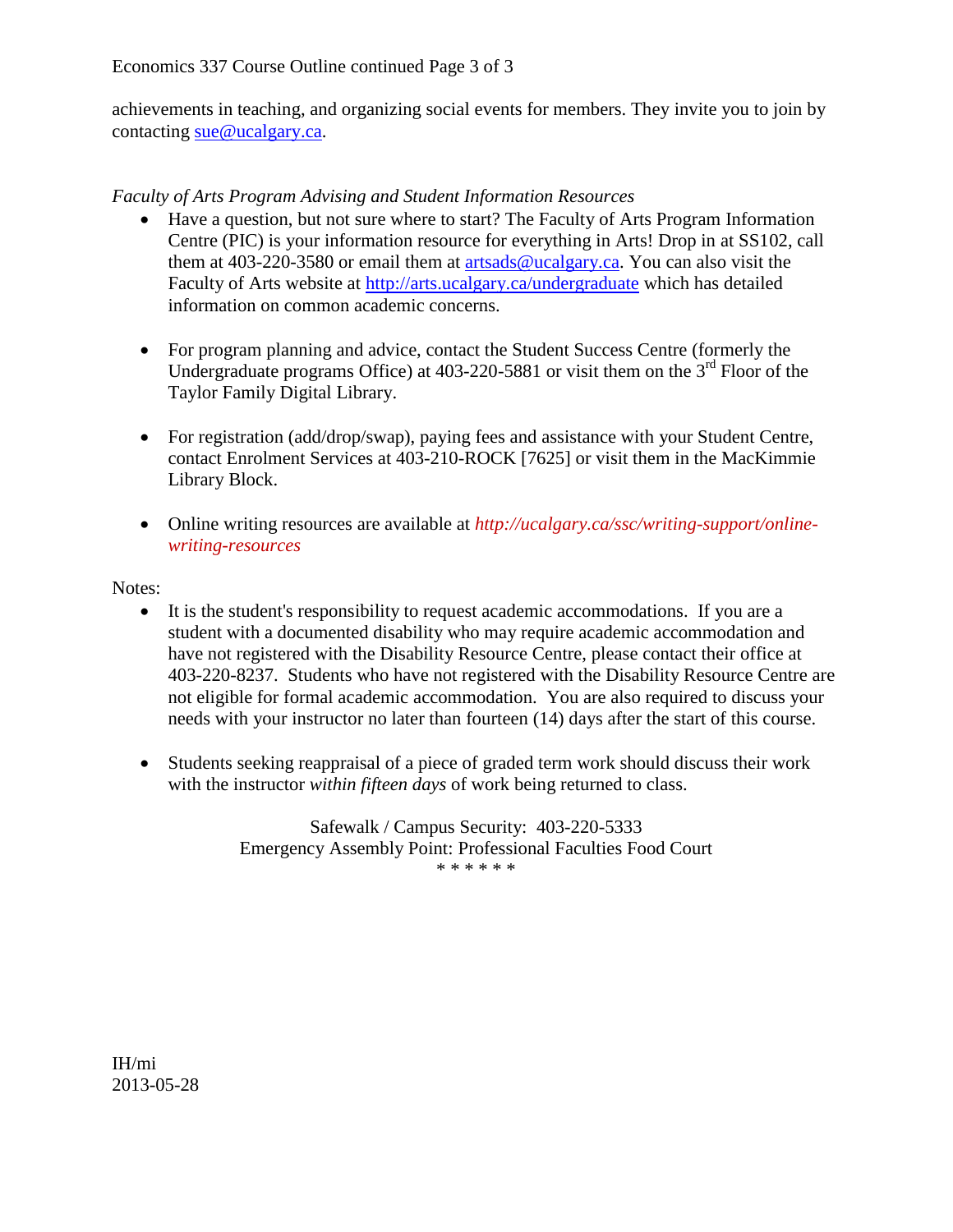achievements in teaching, and organizing social events for members. They invite you to join by contacting sue@ucalgary.ca.

*Faculty of Arts Program Advising and Student Information Resources*

- Have a question, but not sure where to start? The Faculty of Arts Program Information Centre (PIC) is your information resource for everything in Arts! Drop in at SS102, call them at 403-220-3580 or email them at artsads@ucalgary.ca. You can also visit the Faculty of Arts website at http://arts.ucalgary.ca/undergraduate which has detailed information on common academic concerns.

- For program planning and advice, contact the Student Success Centre (formerly the Undergraduate programs Office) at 403-220-5881 or visit them on the 3rd Floor of the Taylor Family Digital Library.

- For registration (add/drop/swap), paying fees and assistance with your Student Centre, contact Enrolment Services at 403-210-ROCK [7625] or visit them in the MacKimmie Library Block.

- Online writing resources are available at *http://ucalgary.ca/ssc/writing-support/online-writing-resources*

Notes:

- It is the student's responsibility to request academic accommodations. If you are a student with a documented disability who may require academic accommodation and have not registered with the Disability Resource Centre, please contact their office at 403-220-8237. Students who have not registered with the Disability Resource Centre are not eligible for formal academic accommodation. You are also required to discuss your needs with your instructor no later than fourteen (14) days after the start of this course.

- Students seeking reappraisal of a piece of graded term work should discuss their work with the instructor *within fifteen days* of work being returned to class.

Safewalk / Campus Security: 403-220-5333
Emergency Assembly Point: Professional Faculties Food Court
* * * * * *

IH/mi
2013-05-28